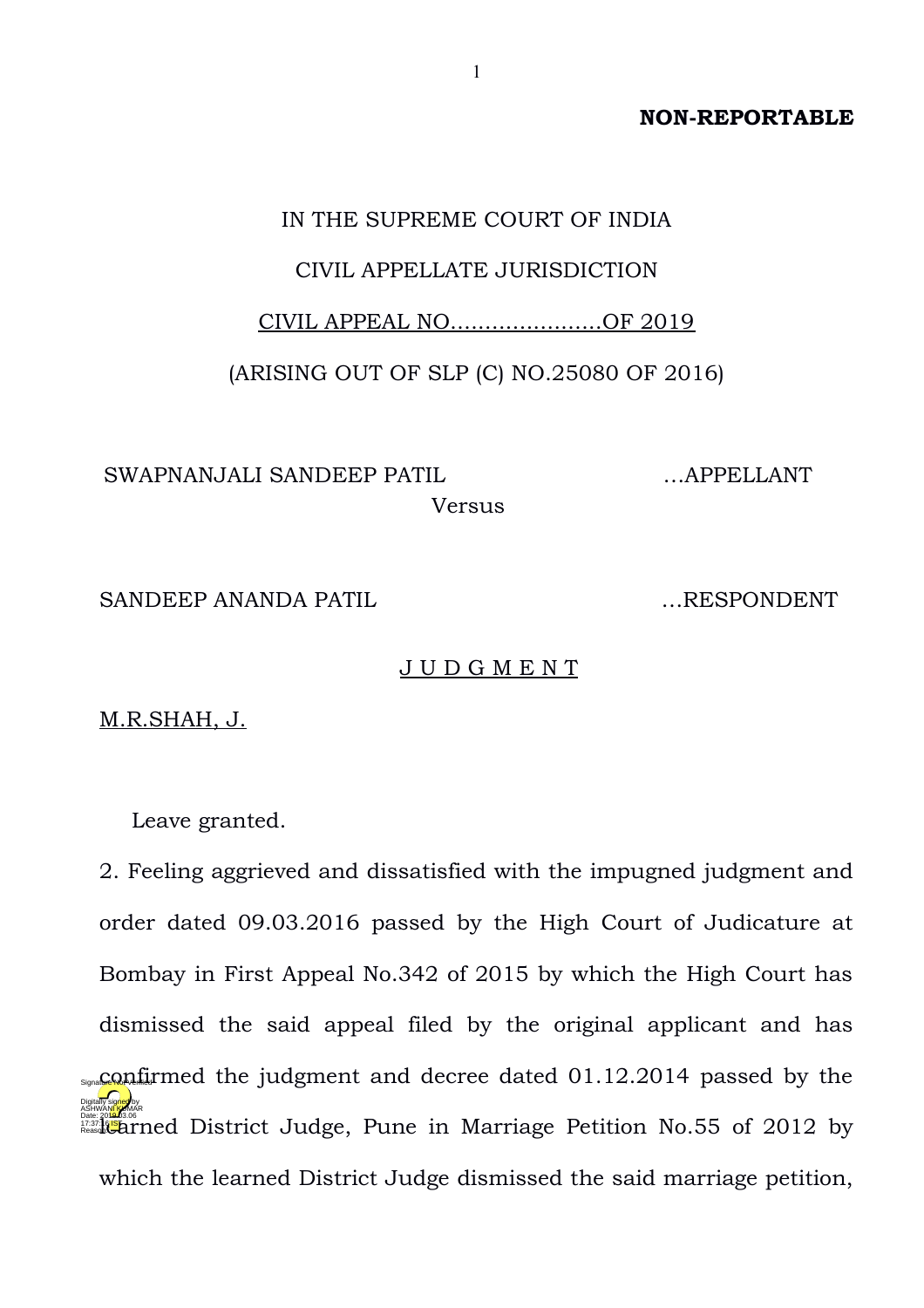**NON-REPORTABLE**

IN THE SUPREME COURT OF INDIA

CIVIL APPELLATE JURISDICTION

CIVIL APPEAL NO.....................OF 2019

(ARISING OUT OF SLP (C) NO.25080 OF 2016)

SWAPNANJALI SANDEEP PATIL …APPELLANT

Versus

SANDEEP ANANDA PATIL …RESPONDENT

J U D G M E N T

M.R.SHAH, J.

Leave granted.

2. Feeling aggrieved and dissatisfied with the impugned judgment and order dated 09.03.2016 passed by the High Court of Judicature at Bombay in First Appeal No.342 of 2015 by which the High Court has dismissed the said appeal filed by the original applicant and has confirmed the judgment and decree dated 01.12.2014 passed by the learned District Judge, Pune in Marriage Petition No.55 of 2012 by which the learned District Judge dismissed the said marriage petition,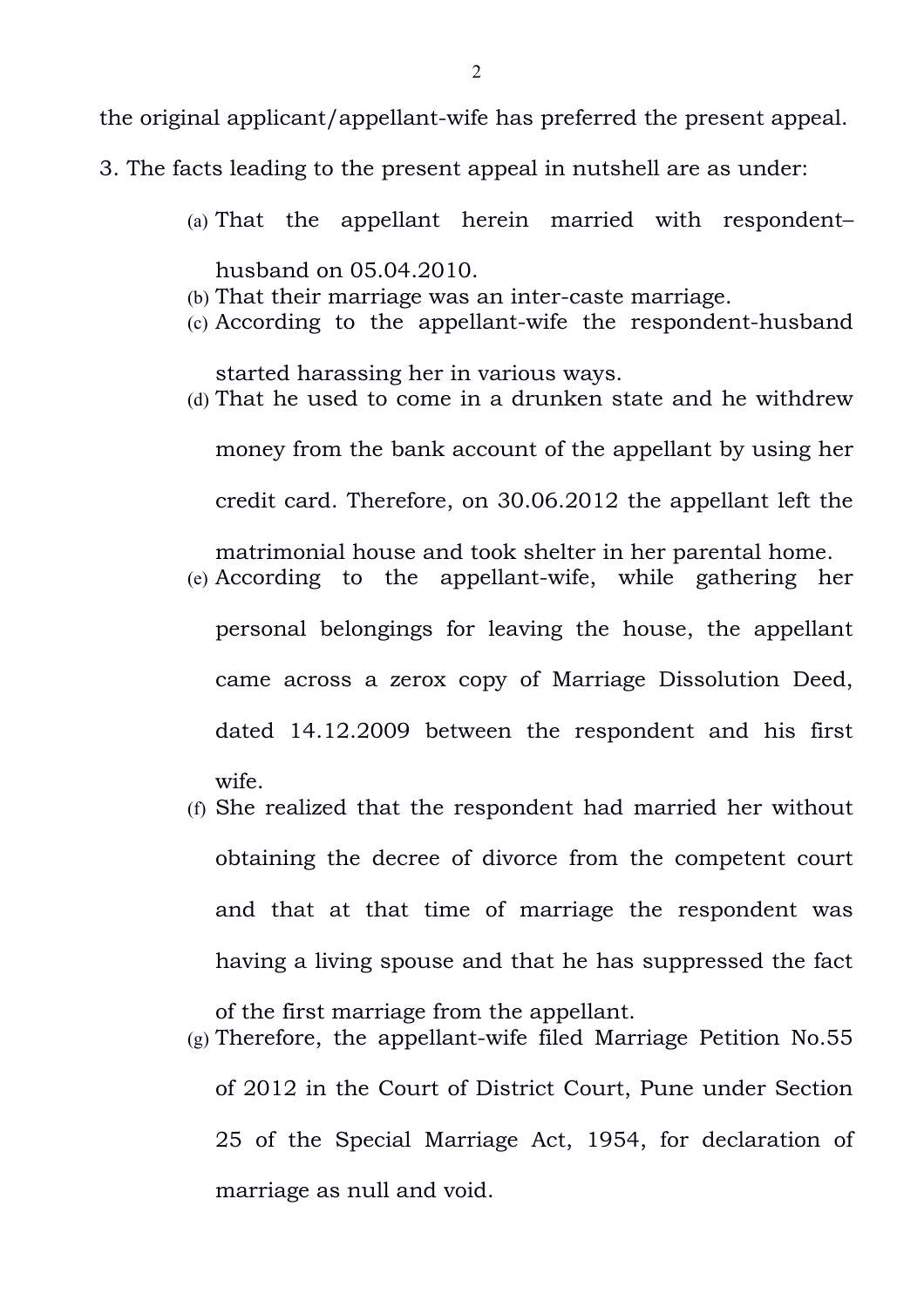the original applicant/appellant-wife has preferred the present appeal.

3. The facts leading to the present appeal in nutshell are as under:

(a) That the appellant herein married with respondent–husband on 05.04.2010.

(b) That their marriage was an inter-caste marriage.

(c) According to the appellant-wife the respondent-husband started harassing her in various ways.

(d) That he used to come in a drunken state and he withdrew money from the bank account of the appellant by using her credit card. Therefore, on 30.06.2012 the appellant left the matrimonial house and took shelter in her parental home.

(e) According to the appellant-wife, while gathering her personal belongings for leaving the house, the appellant came across a zerox copy of Marriage Dissolution Deed, dated 14.12.2009 between the respondent and his first wife.

(f) She realized that the respondent had married her without obtaining the decree of divorce from the competent court and that at that time of marriage the respondent was having a living spouse and that he has suppressed the fact of the first marriage from the appellant.

(g) Therefore, the appellant-wife filed Marriage Petition No.55 of 2012 in the Court of District Court, Pune under Section 25 of the Special Marriage Act, 1954, for declaration of marriage as null and void.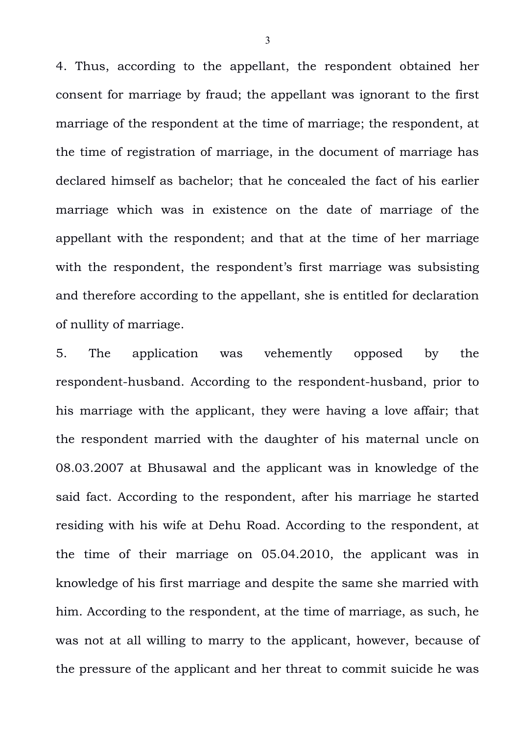4. Thus, according to the appellant, the respondent obtained her consent for marriage by fraud; the appellant was ignorant to the first marriage of the respondent at the time of marriage; the respondent, at the time of registration of marriage, in the document of marriage has declared himself as bachelor; that he concealed the fact of his earlier marriage which was in existence on the date of marriage of the appellant with the respondent; and that at the time of her marriage with the respondent, the respondent's first marriage was subsisting and therefore according to the appellant, she is entitled for declaration of nullity of marriage.

5. The application was vehemently opposed by the respondent-husband. According to the respondent-husband, prior to his marriage with the applicant, they were having a love affair; that the respondent married with the daughter of his maternal uncle on 08.03.2007 at Bhusawal and the applicant was in knowledge of the said fact. According to the respondent, after his marriage he started residing with his wife at Dehu Road. According to the respondent, at the time of their marriage on 05.04.2010, the applicant was in knowledge of his first marriage and despite the same she married with him. According to the respondent, at the time of marriage, as such, he was not at all willing to marry to the applicant, however, because of the pressure of the applicant and her threat to commit suicide he was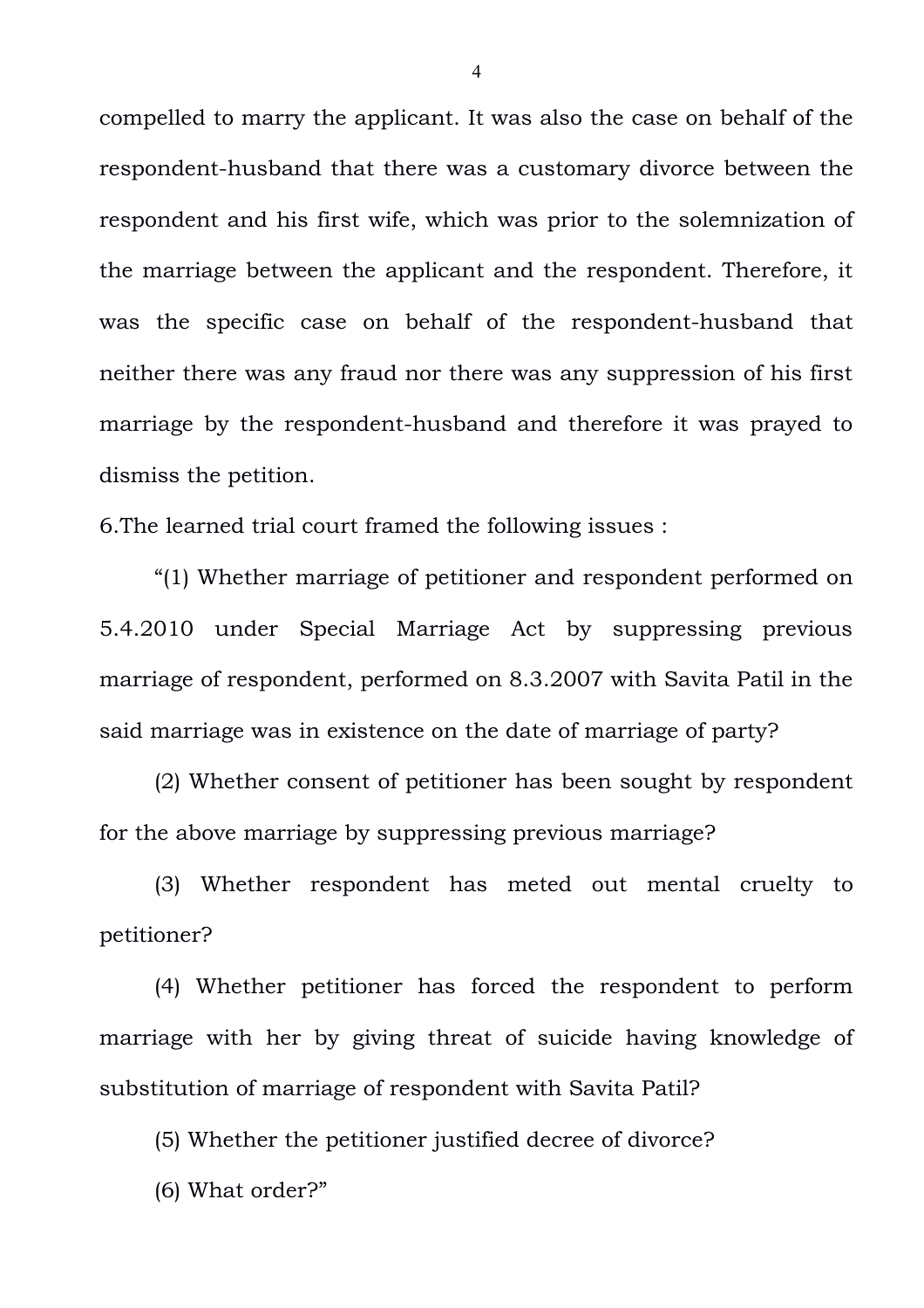compelled to marry the applicant. It was also the case on behalf of the respondent-husband that there was a customary divorce between the respondent and his first wife, which was prior to the solemnization of the marriage between the applicant and the respondent. Therefore, it was the specific case on behalf of the respondent-husband that neither there was any fraud nor there was any suppression of his first marriage by the respondent-husband and therefore it was prayed to dismiss the petition.

6.The learned trial court framed the following issues :

"(1) Whether marriage of petitioner and respondent performed on 5.4.2010 under Special Marriage Act by suppressing previous marriage of respondent, performed on 8.3.2007 with Savita Patil in the said marriage was in existence on the date of marriage of party?

(2) Whether consent of petitioner has been sought by respondent for the above marriage by suppressing previous marriage?

(3) Whether respondent has meted out mental cruelty to petitioner?

(4) Whether petitioner has forced the respondent to perform marriage with her by giving threat of suicide having knowledge of substitution of marriage of respondent with Savita Patil?

(5) Whether the petitioner justified decree of divorce?

(6) What order?"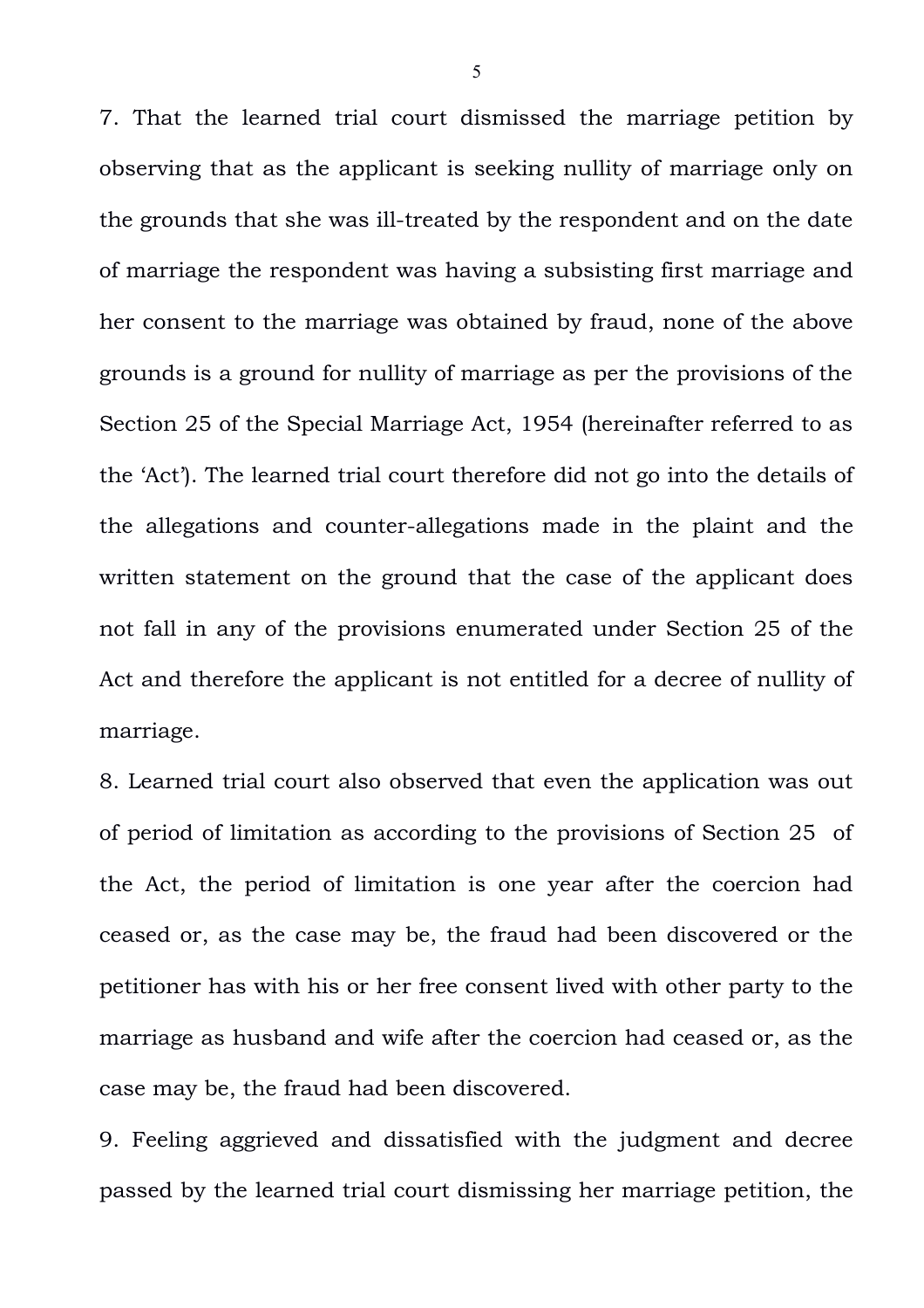7. That the learned trial court dismissed the marriage petition by observing that as the applicant is seeking nullity of marriage only on the grounds that she was ill-treated by the respondent and on the date of marriage the respondent was having a subsisting first marriage and her consent to the marriage was obtained by fraud, none of the above grounds is a ground for nullity of marriage as per the provisions of the Section 25 of the Special Marriage Act, 1954 (hereinafter referred to as the 'Act'). The learned trial court therefore did not go into the details of the allegations and counter-allegations made in the plaint and the written statement on the ground that the case of the applicant does not fall in any of the provisions enumerated under Section 25 of the Act and therefore the applicant is not entitled for a decree of nullity of marriage.

8. Learned trial court also observed that even the application was out of period of limitation as according to the provisions of Section 25 of the Act, the period of limitation is one year after the coercion had ceased or, as the case may be, the fraud had been discovered or the petitioner has with his or her free consent lived with other party to the marriage as husband and wife after the coercion had ceased or, as the case may be, the fraud had been discovered.

9. Feeling aggrieved and dissatisfied with the judgment and decree passed by the learned trial court dismissing her marriage petition, the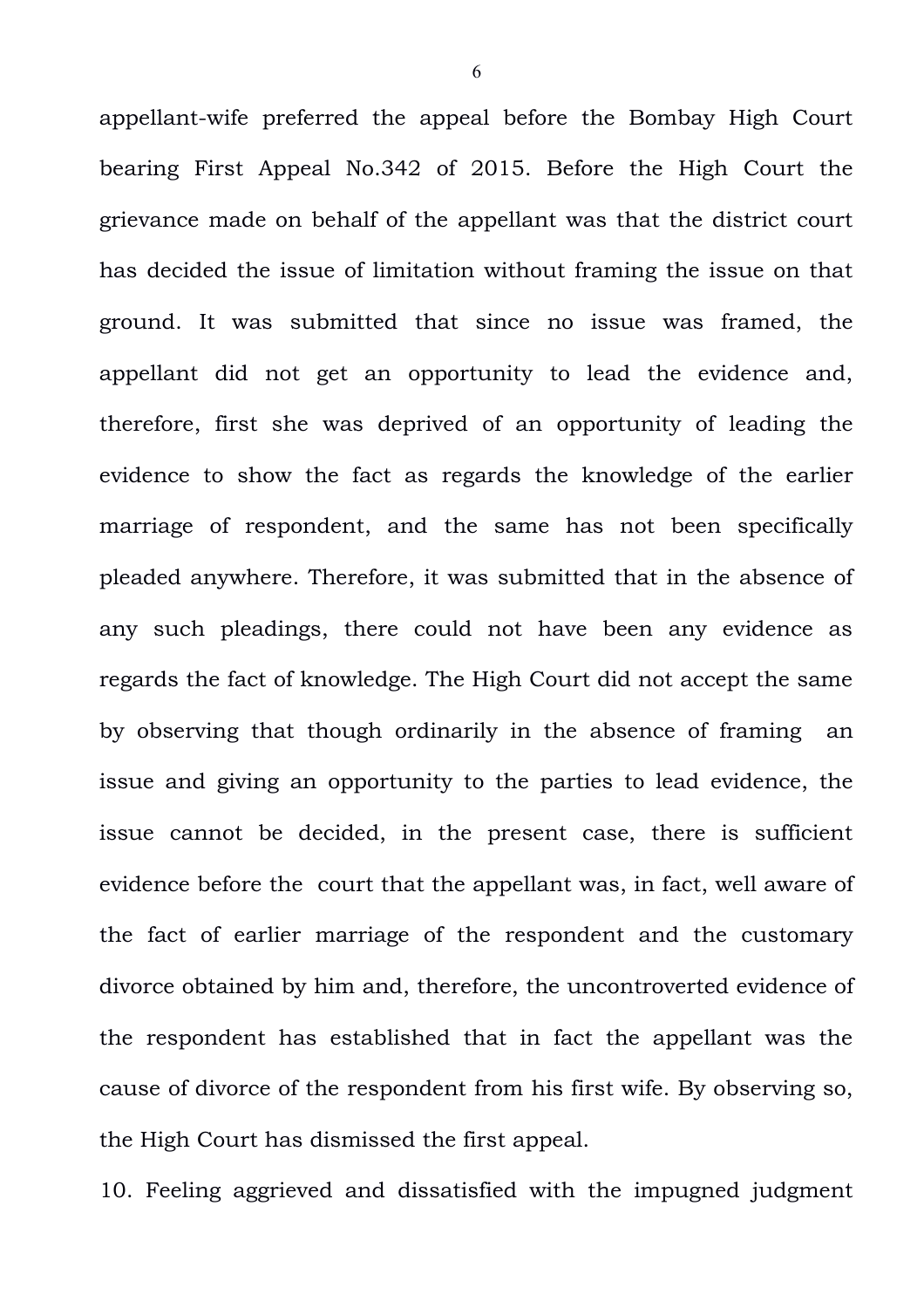appellant-wife preferred the appeal before the Bombay High Court bearing First Appeal No.342 of 2015. Before the High Court the grievance made on behalf of the appellant was that the district court has decided the issue of limitation without framing the issue on that ground. It was submitted that since no issue was framed, the appellant did not get an opportunity to lead the evidence and, therefore, first she was deprived of an opportunity of leading the evidence to show the fact as regards the knowledge of the earlier marriage of respondent, and the same has not been specifically pleaded anywhere. Therefore, it was submitted that in the absence of any such pleadings, there could not have been any evidence as regards the fact of knowledge. The High Court did not accept the same by observing that though ordinarily in the absence of framing an issue and giving an opportunity to the parties to lead evidence, the issue cannot be decided, in the present case, there is sufficient evidence before the court that the appellant was, in fact, well aware of the fact of earlier marriage of the respondent and the customary divorce obtained by him and, therefore, the uncontroverted evidence of the respondent has established that in fact the appellant was the cause of divorce of the respondent from his first wife. By observing so, the High Court has dismissed the first appeal.

10. Feeling aggrieved and dissatisfied with the impugned judgment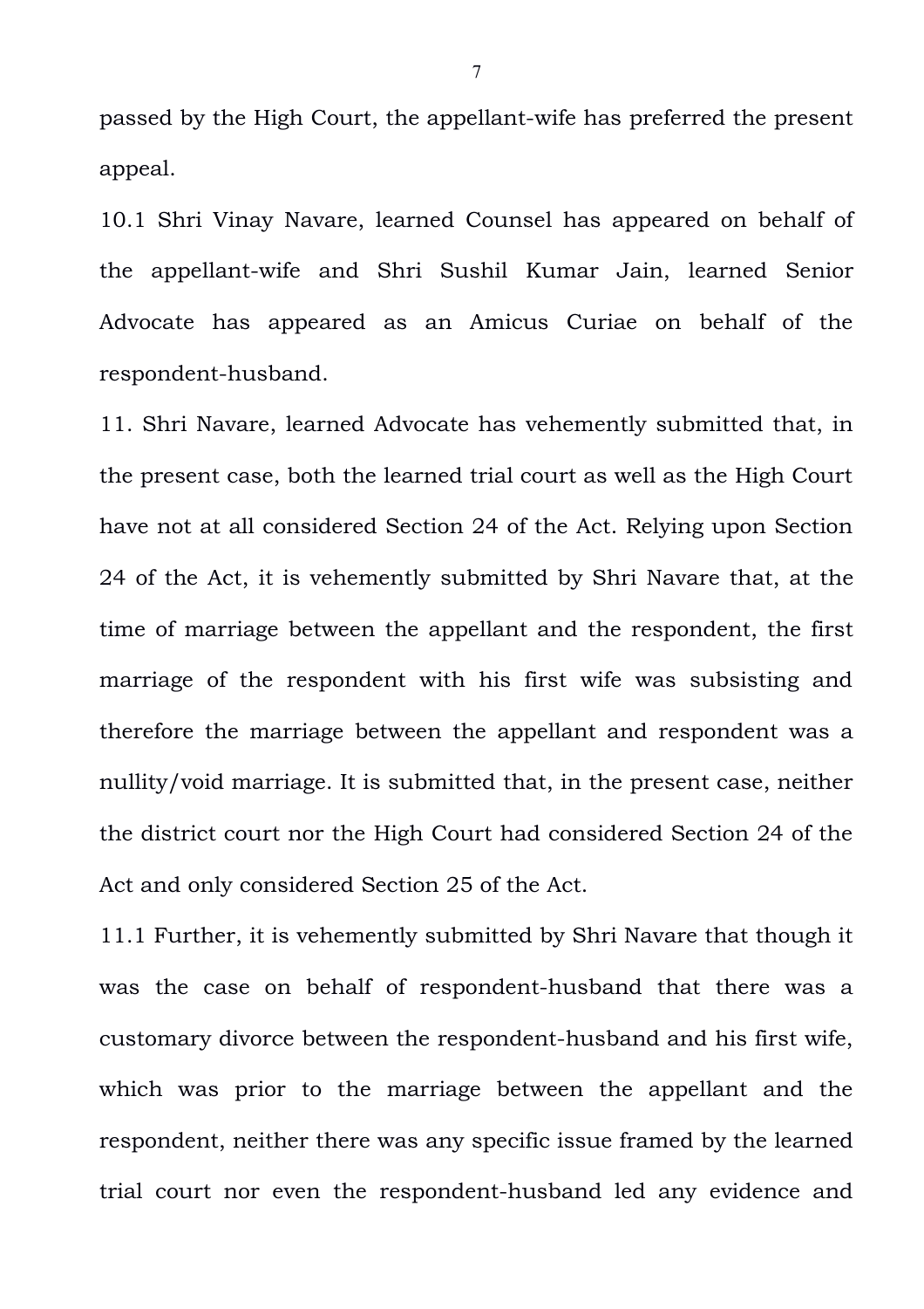passed by the High Court, the appellant-wife has preferred the present appeal.

10.1 Shri Vinay Navare, learned Counsel has appeared on behalf of the appellant-wife and Shri Sushil Kumar Jain, learned Senior Advocate has appeared as an Amicus Curiae on behalf of the respondent-husband.

11. Shri Navare, learned Advocate has vehemently submitted that, in the present case, both the learned trial court as well as the High Court have not at all considered Section 24 of the Act. Relying upon Section 24 of the Act, it is vehemently submitted by Shri Navare that, at the time of marriage between the appellant and the respondent, the first marriage of the respondent with his first wife was subsisting and therefore the marriage between the appellant and respondent was a nullity/void marriage. It is submitted that, in the present case, neither the district court nor the High Court had considered Section 24 of the Act and only considered Section 25 of the Act.

11.1 Further, it is vehemently submitted by Shri Navare that though it was the case on behalf of respondent-husband that there was a customary divorce between the respondent-husband and his first wife, which was prior to the marriage between the appellant and the respondent, neither there was any specific issue framed by the learned trial court nor even the respondent-husband led any evidence and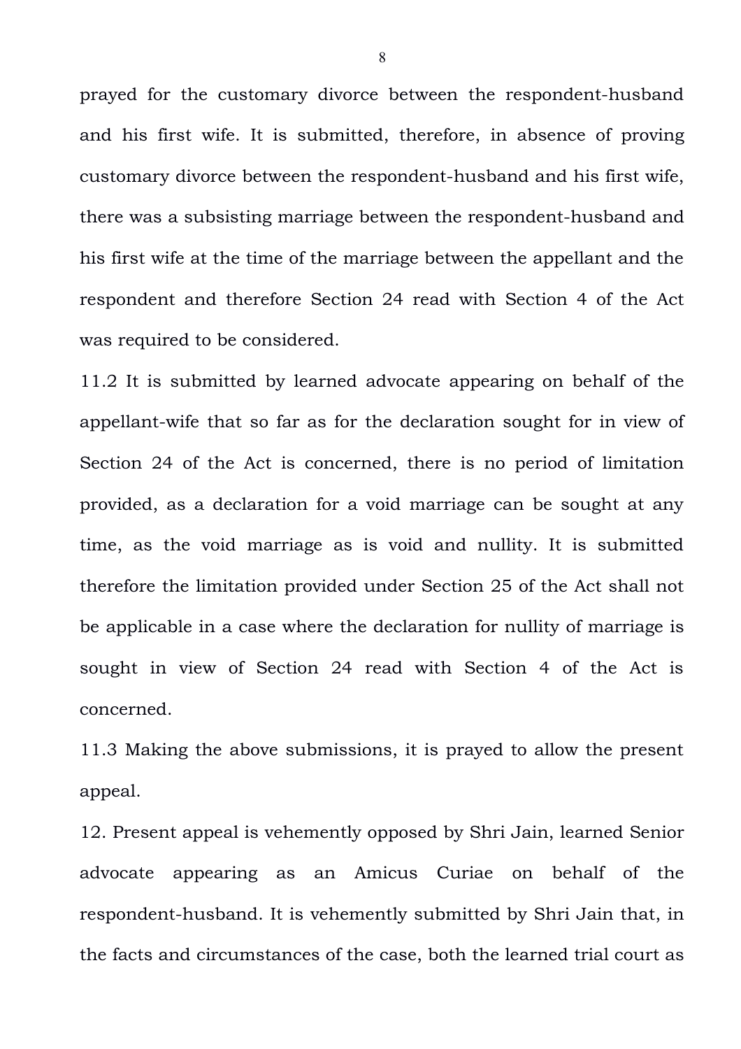prayed for the customary divorce between the respondent-husband and his first wife. It is submitted, therefore, in absence of proving customary divorce between the respondent-husband and his first wife, there was a subsisting marriage between the respondent-husband and his first wife at the time of the marriage between the appellant and the respondent and therefore Section 24 read with Section 4 of the Act was required to be considered.

11.2 It is submitted by learned advocate appearing on behalf of the appellant-wife that so far as for the declaration sought for in view of Section 24 of the Act is concerned, there is no period of limitation provided, as a declaration for a void marriage can be sought at any time, as the void marriage as is void and nullity. It is submitted therefore the limitation provided under Section 25 of the Act shall not be applicable in a case where the declaration for nullity of marriage is sought in view of Section 24 read with Section 4 of the Act is concerned.

11.3 Making the above submissions, it is prayed to allow the present appeal.

12. Present appeal is vehemently opposed by Shri Jain, learned Senior advocate appearing as an Amicus Curiae on behalf of the respondent-husband. It is vehemently submitted by Shri Jain that, in the facts and circumstances of the case, both the learned trial court as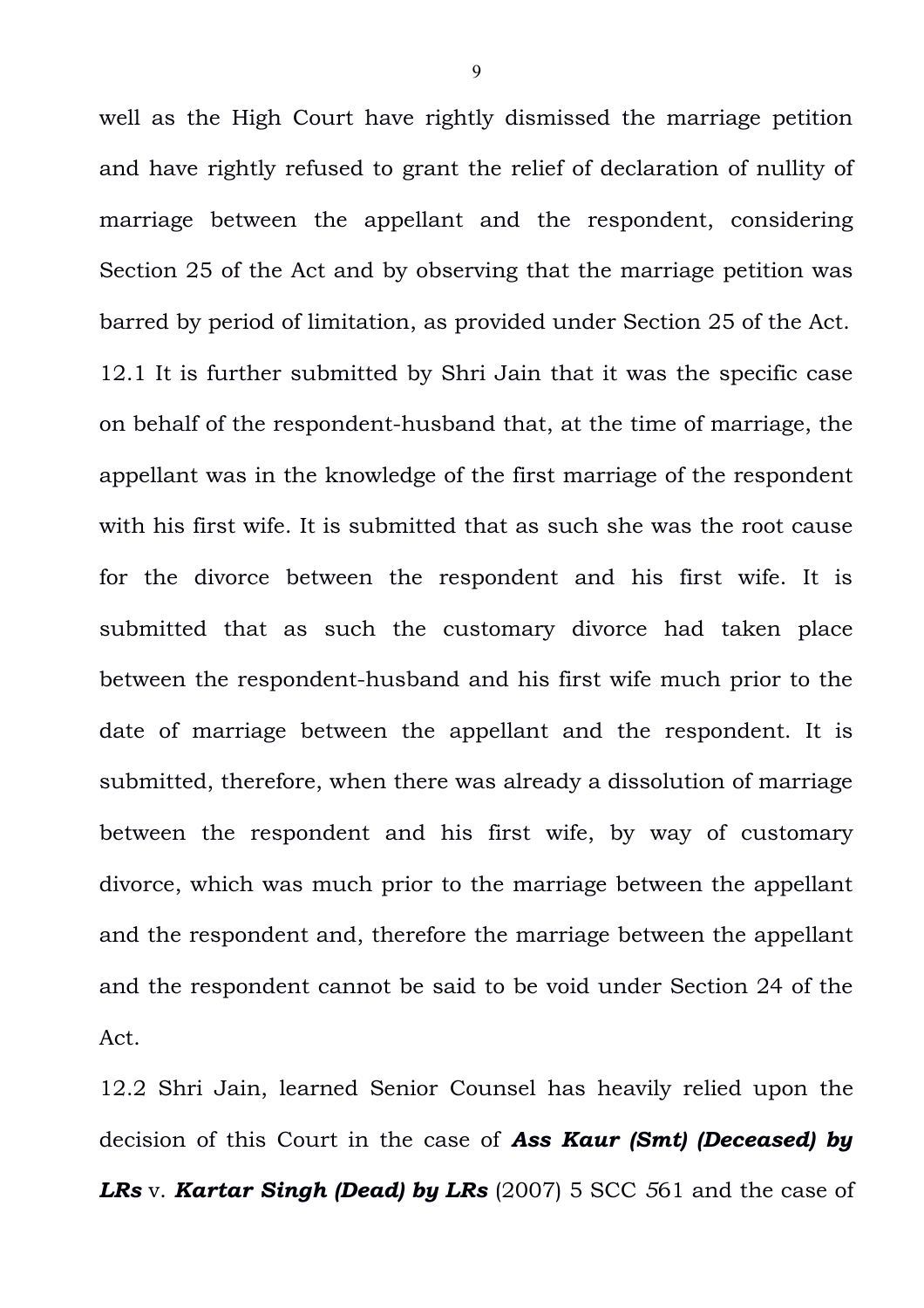well as the High Court have rightly dismissed the marriage petition and have rightly refused to grant the relief of declaration of nullity of marriage between the appellant and the respondent, considering Section 25 of the Act and by observing that the marriage petition was barred by period of limitation, as provided under Section 25 of the Act.

12.1 It is further submitted by Shri Jain that it was the specific case on behalf of the respondent-husband that, at the time of marriage, the appellant was in the knowledge of the first marriage of the respondent with his first wife. It is submitted that as such she was the root cause for the divorce between the respondent and his first wife. It is submitted that as such the customary divorce had taken place between the respondent-husband and his first wife much prior to the date of marriage between the appellant and the respondent. It is submitted, therefore, when there was already a dissolution of marriage between the respondent and his first wife, by way of customary divorce, which was much prior to the marriage between the appellant and the respondent and, therefore the marriage between the appellant and the respondent cannot be said to be void under Section 24 of the Act.

12.2 Shri Jain, learned Senior Counsel has heavily relied upon the decision of this Court in the case of ***Ass Kaur (Smt) (Deceased) by LRs*** v. ***Kartar Singh (Dead) by LRs*** (2007) 5 SCC 561 and the case of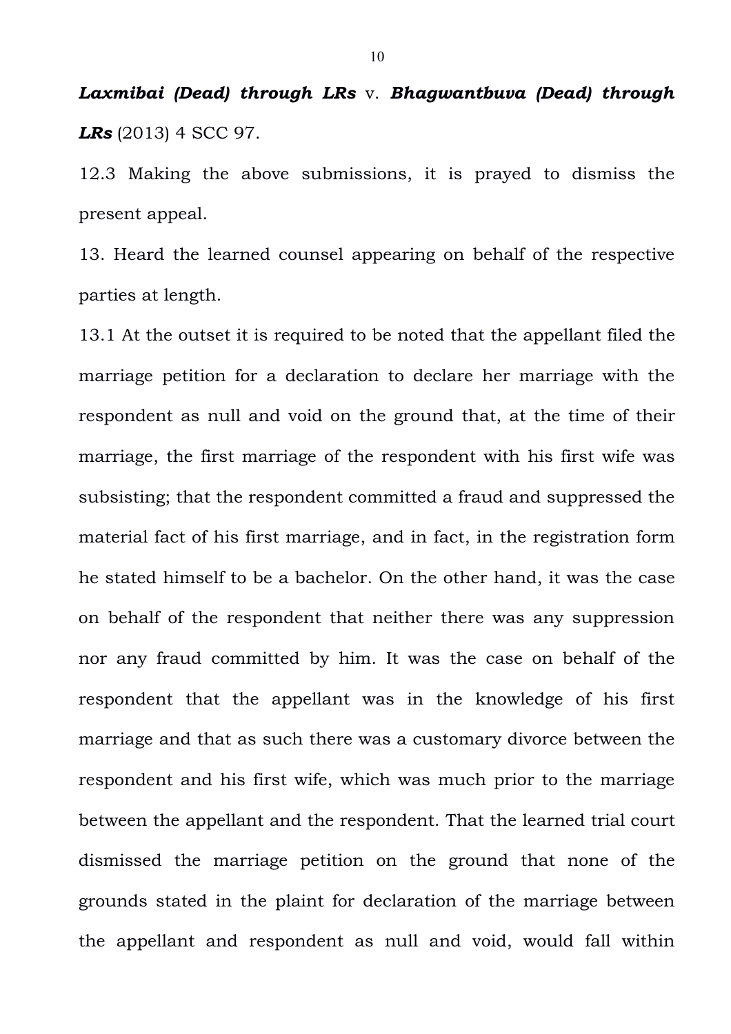***Laxmibai (Dead) through LRs*** v. ***Bhagwantbuva (Dead) through LRs*** (2013) 4 SCC 97.

12.3 Making the above submissions, it is prayed to dismiss the present appeal.

13. Heard the learned counsel appearing on behalf of the respective parties at length.

13.1 At the outset it is required to be noted that the appellant filed the marriage petition for a declaration to declare her marriage with the respondent as null and void on the ground that, at the time of their marriage, the first marriage of the respondent with his first wife was subsisting; that the respondent committed a fraud and suppressed the material fact of his first marriage, and in fact, in the registration form he stated himself to be a bachelor. On the other hand, it was the case on behalf of the respondent that neither there was any suppression nor any fraud committed by him. It was the case on behalf of the respondent that the appellant was in the knowledge of his first marriage and that as such there was a customary divorce between the respondent and his first wife, which was much prior to the marriage between the appellant and the respondent. That the learned trial court dismissed the marriage petition on the ground that none of the grounds stated in the plaint for declaration of the marriage between the appellant and respondent as null and void, would fall within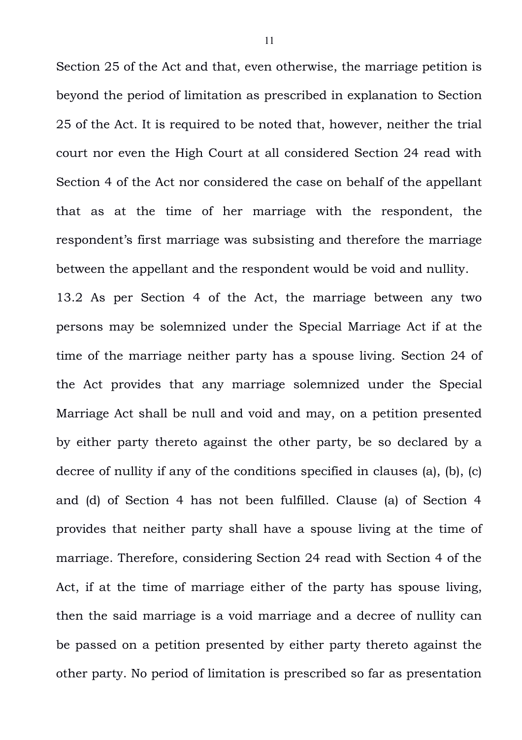Section 25 of the Act and that, even otherwise, the marriage petition is beyond the period of limitation as prescribed in explanation to Section 25 of the Act. It is required to be noted that, however, neither the trial court nor even the High Court at all considered Section 24 read with Section 4 of the Act nor considered the case on behalf of the appellant that as at the time of her marriage with the respondent, the respondent's first marriage was subsisting and therefore the marriage between the appellant and the respondent would be void and nullity.

13.2 As per Section 4 of the Act, the marriage between any two persons may be solemnized under the Special Marriage Act if at the time of the marriage neither party has a spouse living. Section 24 of the Act provides that any marriage solemnized under the Special Marriage Act shall be null and void and may, on a petition presented by either party thereto against the other party, be so declared by a decree of nullity if any of the conditions specified in clauses (a), (b), (c) and (d) of Section 4 has not been fulfilled. Clause (a) of Section 4 provides that neither party shall have a spouse living at the time of marriage. Therefore, considering Section 24 read with Section 4 of the Act, if at the time of marriage either of the party has spouse living, then the said marriage is a void marriage and a decree of nullity can be passed on a petition presented by either party thereto against the other party. No period of limitation is prescribed so far as presentation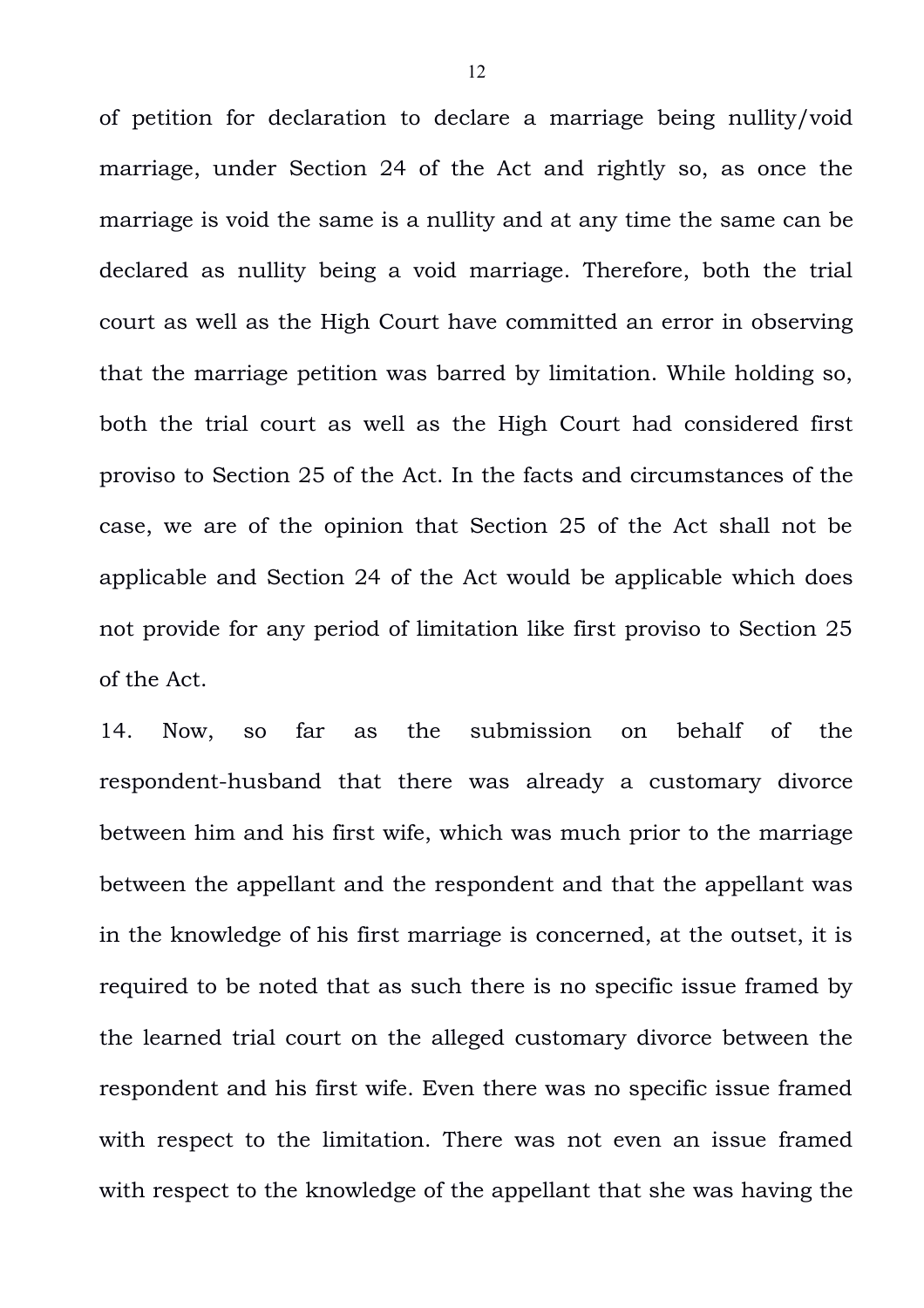of petition for declaration to declare a marriage being nullity/void marriage, under Section 24 of the Act and rightly so, as once the marriage is void the same is a nullity and at any time the same can be declared as nullity being a void marriage. Therefore, both the trial court as well as the High Court have committed an error in observing that the marriage petition was barred by limitation. While holding so, both the trial court as well as the High Court had considered first proviso to Section 25 of the Act. In the facts and circumstances of the case, we are of the opinion that Section 25 of the Act shall not be applicable and Section 24 of the Act would be applicable which does not provide for any period of limitation like first proviso to Section 25 of the Act.

14. Now, so far as the submission on behalf of the respondent-husband that there was already a customary divorce between him and his first wife, which was much prior to the marriage between the appellant and the respondent and that the appellant was in the knowledge of his first marriage is concerned, at the outset, it is required to be noted that as such there is no specific issue framed by the learned trial court on the alleged customary divorce between the respondent and his first wife. Even there was no specific issue framed with respect to the limitation. There was not even an issue framed with respect to the knowledge of the appellant that she was having the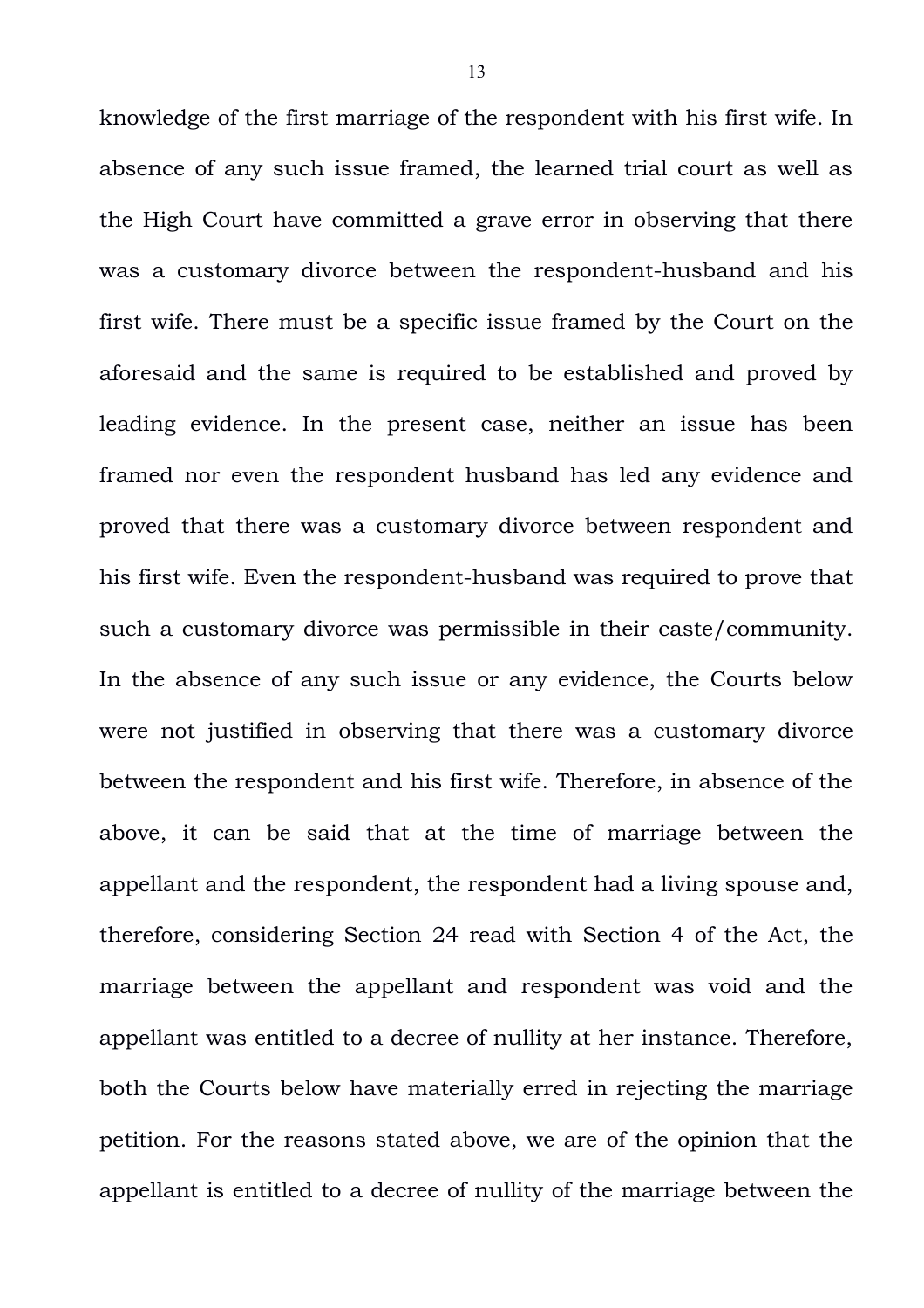knowledge of the first marriage of the respondent with his first wife. In absence of any such issue framed, the learned trial court as well as the High Court have committed a grave error in observing that there was a customary divorce between the respondent-husband and his first wife. There must be a specific issue framed by the Court on the aforesaid and the same is required to be established and proved by leading evidence. In the present case, neither an issue has been framed nor even the respondent husband has led any evidence and proved that there was a customary divorce between respondent and his first wife. Even the respondent-husband was required to prove that such a customary divorce was permissible in their caste/community. In the absence of any such issue or any evidence, the Courts below were not justified in observing that there was a customary divorce between the respondent and his first wife. Therefore, in absence of the above, it can be said that at the time of marriage between the appellant and the respondent, the respondent had a living spouse and, therefore, considering Section 24 read with Section 4 of the Act, the marriage between the appellant and respondent was void and the appellant was entitled to a decree of nullity at her instance. Therefore, both the Courts below have materially erred in rejecting the marriage petition. For the reasons stated above, we are of the opinion that the appellant is entitled to a decree of nullity of the marriage between the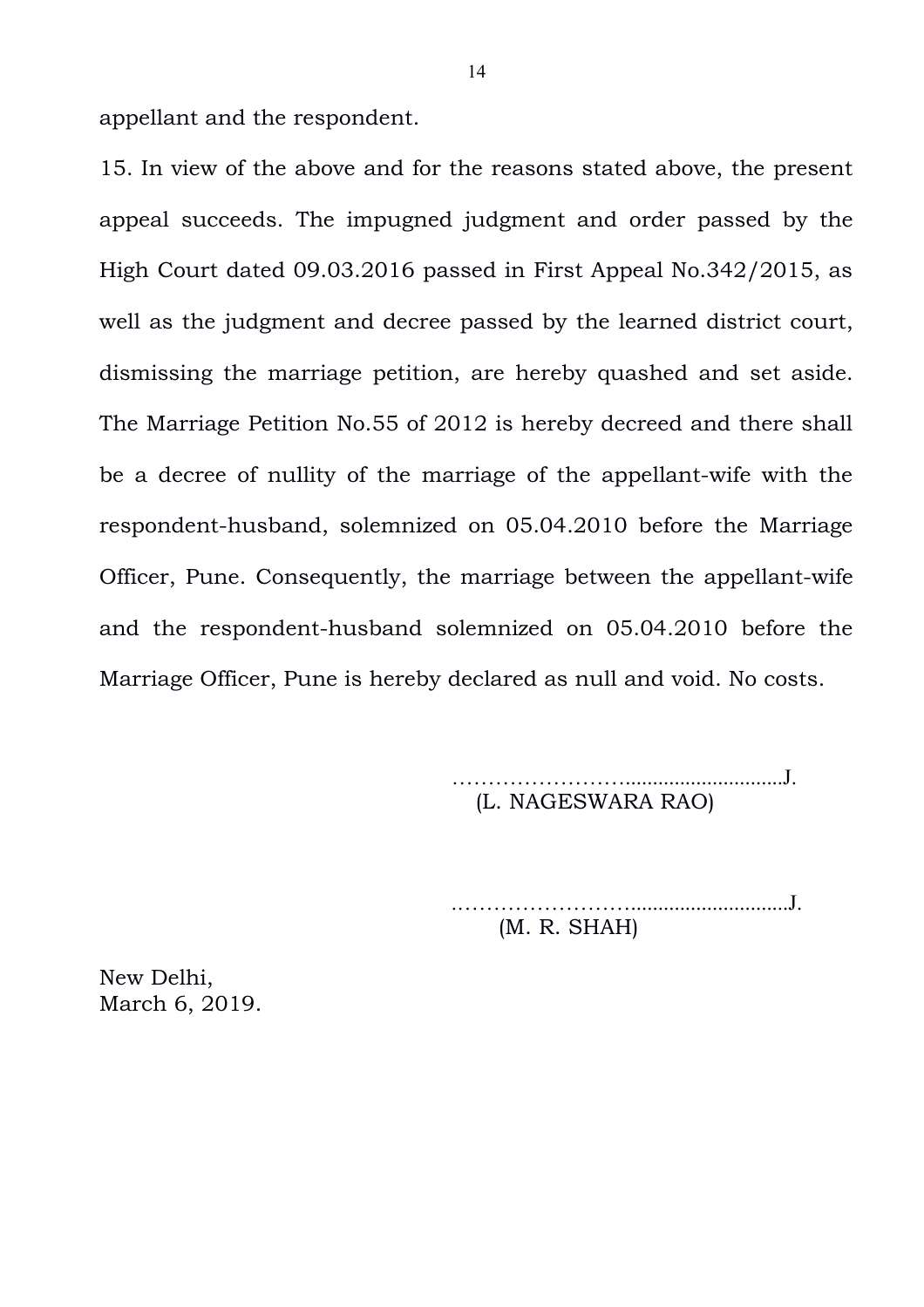appellant and the respondent.

15. In view of the above and for the reasons stated above, the present appeal succeeds. The impugned judgment and order passed by the High Court dated 09.03.2016 passed in First Appeal No.342/2015, as well as the judgment and decree passed by the learned district court, dismissing the marriage petition, are hereby quashed and set aside. The Marriage Petition No.55 of 2012 is hereby decreed and there shall be a decree of nullity of the marriage of the appellant-wife with the respondent-husband, solemnized on 05.04.2010 before the Marriage Officer, Pune. Consequently, the marriage between the appellant-wife and the respondent-husband solemnized on 05.04.2010 before the Marriage Officer, Pune is hereby declared as null and void. No costs.

……………………..............................J.
(L. NAGESWARA RAO)

……………………..............................J.
(M. R. SHAH)

New Delhi,
March 6, 2019.